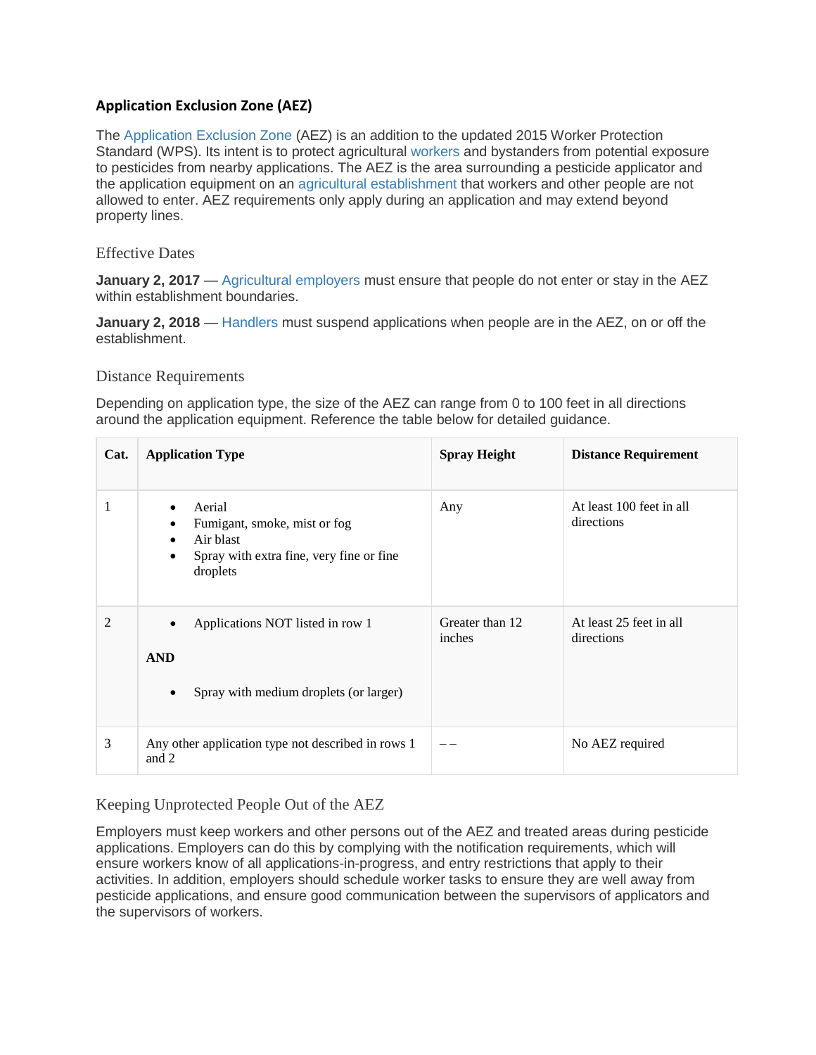## Application Exclusion Zone (AEZ)

The Application Exclusion Zone (AEZ) is an addition to the updated 2015 Worker Protection Standard (WPS). Its intent is to protect agricultural workers and bystanders from potential exposure to pesticides from nearby applications. The AEZ is the area surrounding a pesticide applicator and the application equipment on an agricultural establishment that workers and other people are not allowed to enter. AEZ requirements only apply during an application and may extend beyond property lines.

### Effective Dates

**January 2, 2017** — Agricultural employers must ensure that people do not enter or stay in the AEZ within establishment boundaries.

**January 2, 2018** — Handlers must suspend applications when people are in the AEZ, on or off the establishment.

### Distance Requirements

Depending on application type, the size of the AEZ can range from 0 to 100 feet in all directions around the application equipment. Reference the table below for detailed guidance.

| Cat. | Application Type | Spray Height | Distance Requirement |
| --- | --- | --- | --- |
| 1 | • Aerial<br>• Fumigant, smoke, mist or fog<br>• Air blast<br>• Spray with extra fine, very fine or fine droplets | Any | At least 100 feet in all directions |
| 2 | • Applications NOT listed in row 1<br><br>**AND**<br><br>• Spray with medium droplets (or larger) | Greater than 12 inches | At least 25 feet in all directions |
| 3 | Any other application type not described in rows 1 and 2 | – – | No AEZ required |

### Keeping Unprotected People Out of the AEZ

Employers must keep workers and other persons out of the AEZ and treated areas during pesticide applications. Employers can do this by complying with the notification requirements, which will ensure workers know of all applications-in-progress, and entry restrictions that apply to their activities. In addition, employers should schedule worker tasks to ensure they are well away from pesticide applications, and ensure good communication between the supervisors of applicators and the supervisors of workers.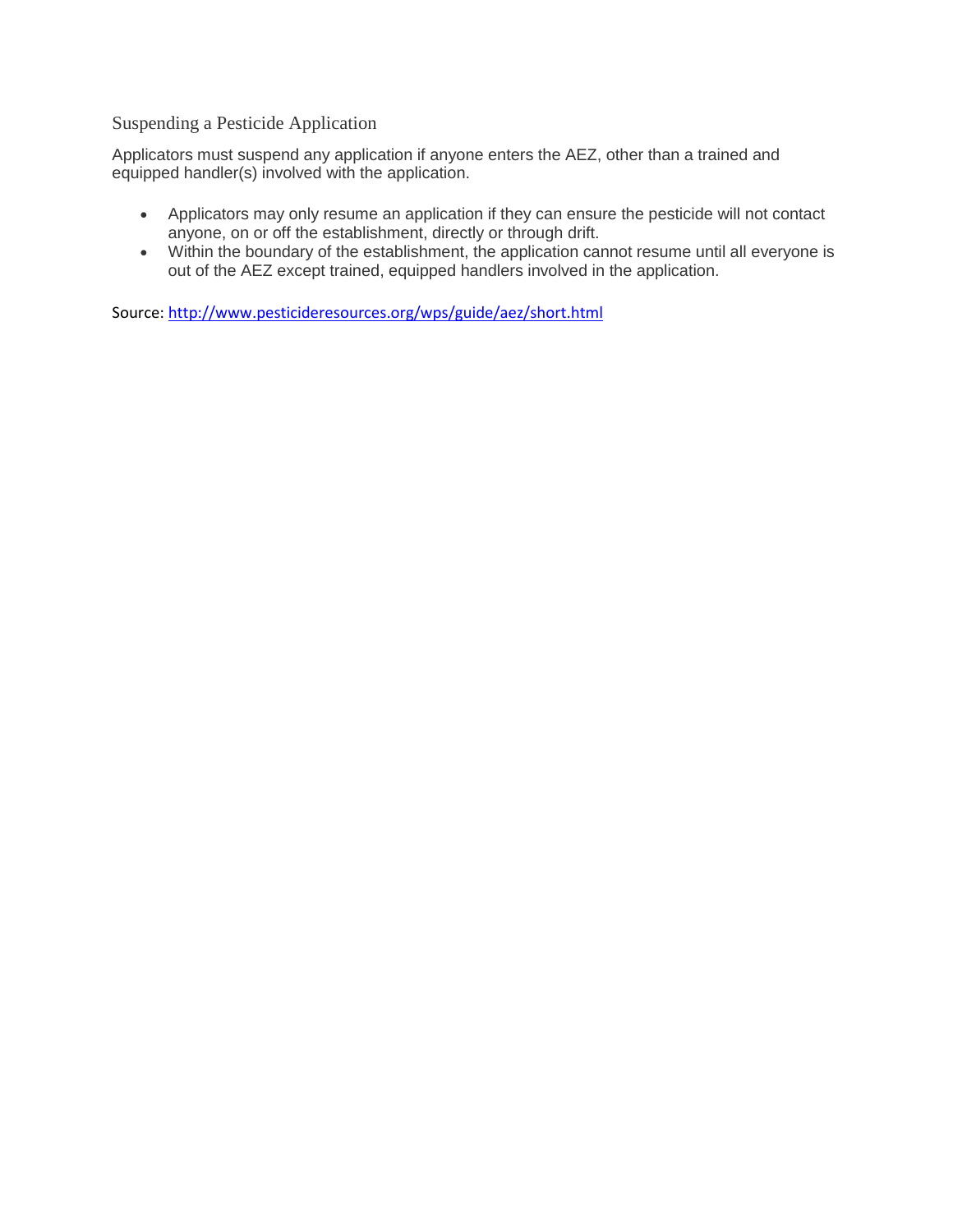## Suspending a Pesticide Application

Applicators must suspend any application if anyone enters the AEZ, other than a trained and equipped handler(s) involved with the application.

- Applicators may only resume an application if they can ensure the pesticide will not contact anyone, on or off the establishment, directly or through drift.
- Within the boundary of the establishment, the application cannot resume until all everyone is out of the AEZ except trained, equipped handlers involved in the application.

Source: [http://www.pesticideresources.org/wps/guide/aez/short.html](http://www.pesticideresources.org/wps/guide/aez/short.html)